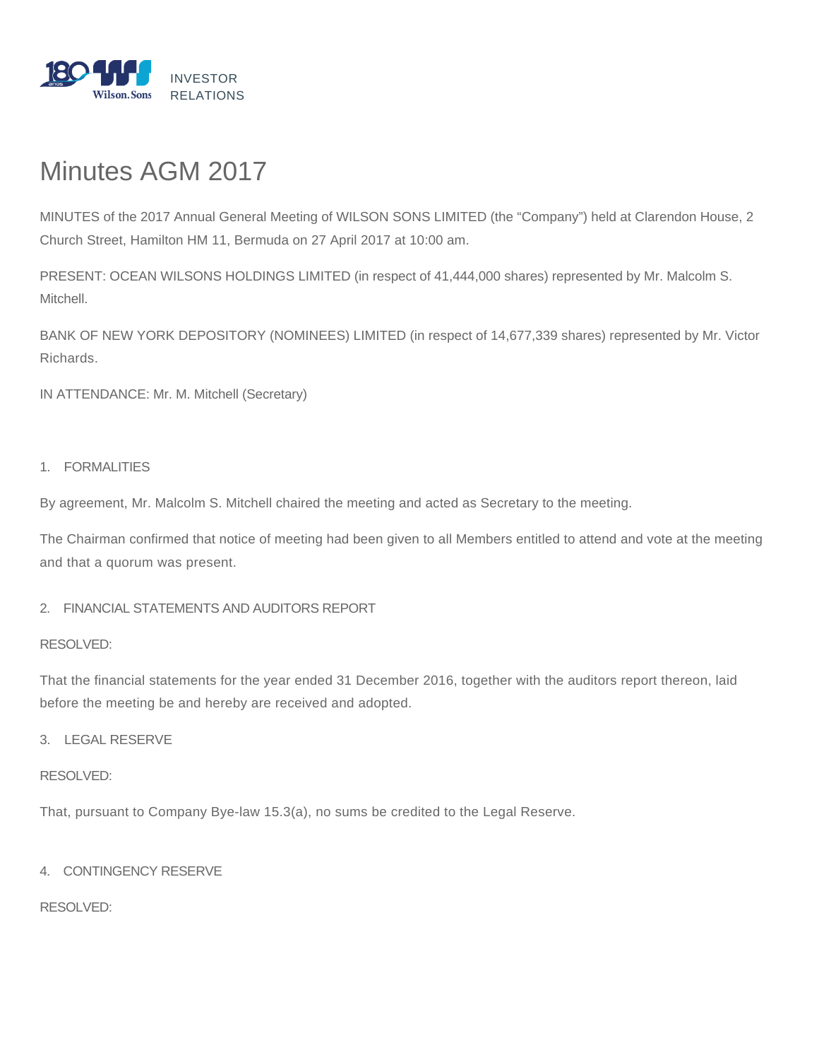# Minutes AGM 2017

MINUTES of the 2017 Annual General Meeting of WILSON SONS LIMITED (the "Company") held at Clarendon House, 2 Church Street, Hamilton HM 11, Bermuda on 27 April 2017 at 10:00 am.

PRESENT: OCEAN WILSONS HOLDINGS LIMITED (in respect of 41,444,000 shares) represented by Mr. Malcolm S. Mitchell.

BANK OF NEW YORK DEPOSITORY (NOMINEES) LIMITED (in respect of 14,677,339 shares) represented by Mr. Victor Richards.

IN ATTENDANCE: Mr. M. Mitchell (Secretary)

1. FORMALITIES

By agreement, Mr. Malcolm S. Mitchell chaired the meeting and acted as Secretary to the meeting.

The Chairman confirmed that notice of meeting had been given to all Members entitled to attend and vote at the meeting and that a quorum was present.

2. FINANCIAL STATEMENTS AND AUDITORS REPORT

RESOLVED:

That the financial statements for the year ended 31 December 2016, together with the auditors report thereon, laid before the meeting be and hereby are received and adopted.

3. LEGAL RESERVE

RESOLVED:

That, pursuant to Company Bye-law 15.3(a), no sums be credited to the Legal Reserve.

4. CONTINGENCY RESERVE

RESOLVED: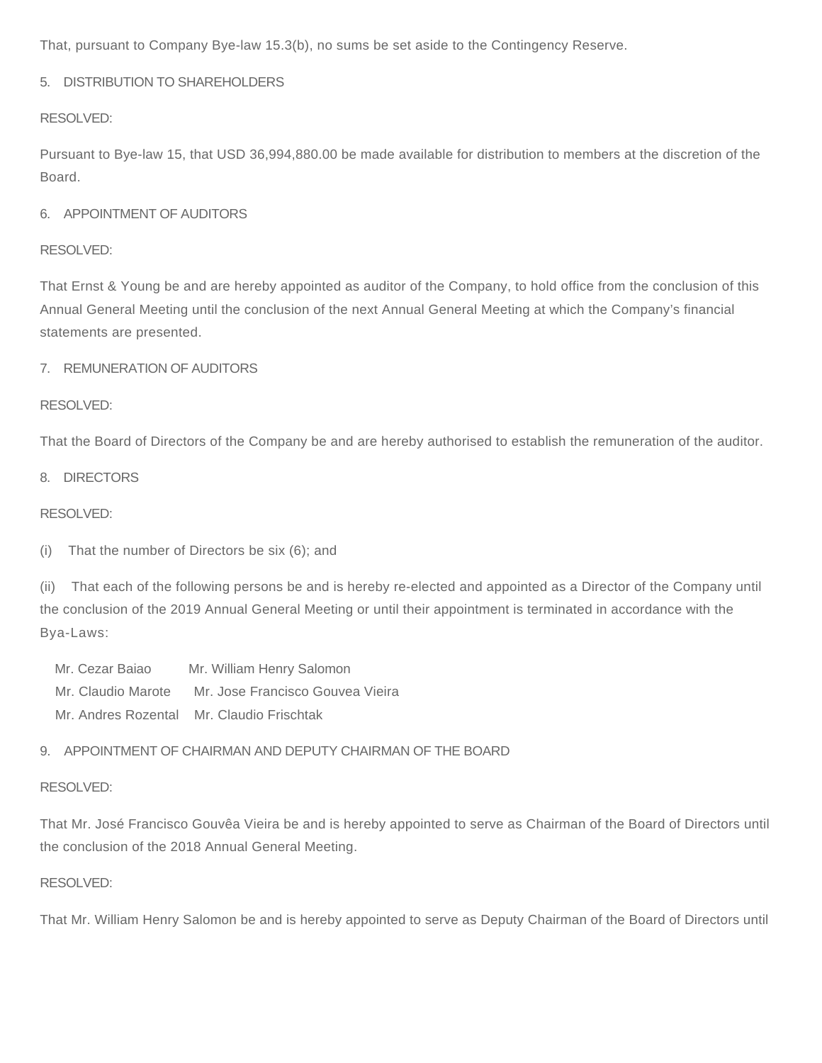That, pursuant to Company Bye-law 15.3(b), no sums be set aside to the Contingency Reserve.

5. DISTRIBUTION TO SHAREHOLDERS

RESOLVED:

Pursuant to Bye-law 15, that USD 36,994,880.00 be made available for distribution to members at the discretion of the Board.

6. APPOINTMENT OF AUDITORS

RESOLVED:

That Ernst & Young be and are hereby appointed as auditor of the Company, to hold office from the conclusion of this Annual General Meeting until the conclusion of the next Annual General Meeting at which the Company's financial statements are presented.

7. REMUNERATION OF AUDITORS

RESOLVED:

That the Board of Directors of the Company be and are hereby authorised to establish the remuneration of the auditor.

8. DIRECTORS

RESOLVED:

(i) That the number of Directors be six (6); and

(ii) That each of the following persons be and is hereby re-elected and appointed as a Director of the Company until the conclusion of the 2019 Annual General Meeting or until their appointment is terminated in accordance with the Bya-Laws:

Mr. Cezar Baiao  Mr. William Henry Salomon
Mr. Claudio Marote  Mr. Jose Francisco Gouvea Vieira
Mr. Andres Rozental  Mr. Claudio Frischtak

9. APPOINTMENT OF CHAIRMAN AND DEPUTY CHAIRMAN OF THE BOARD

RESOLVED:

That Mr. José Francisco Gouvêa Vieira be and is hereby appointed to serve as Chairman of the Board of Directors until the conclusion of the 2018 Annual General Meeting.

RESOLVED:

That Mr. William Henry Salomon be and is hereby appointed to serve as Deputy Chairman of the Board of Directors until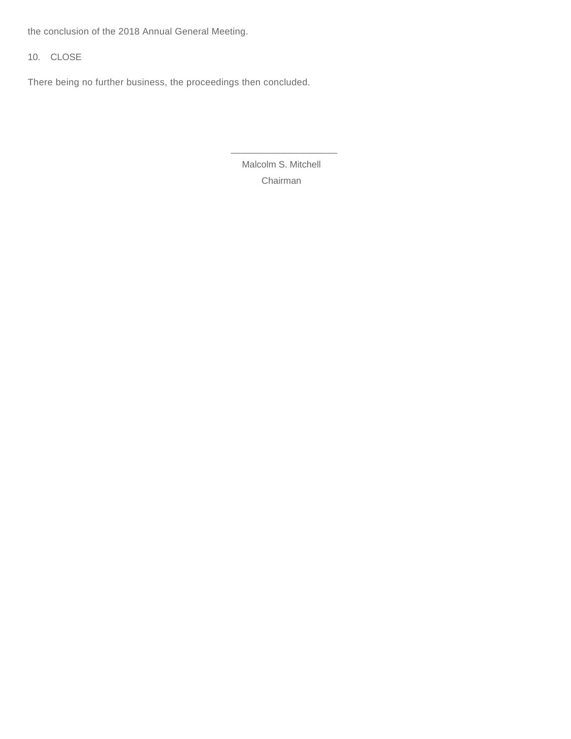the conclusion of the 2018 Annual General Meeting.

10. CLOSE

There being no further business, the proceedings then concluded.

\_\_\_\_\_\_\_\_\_\_\_\_\_\_\_\_\_\_\_\_\_\_

Malcolm S. Mitchell

Chairman